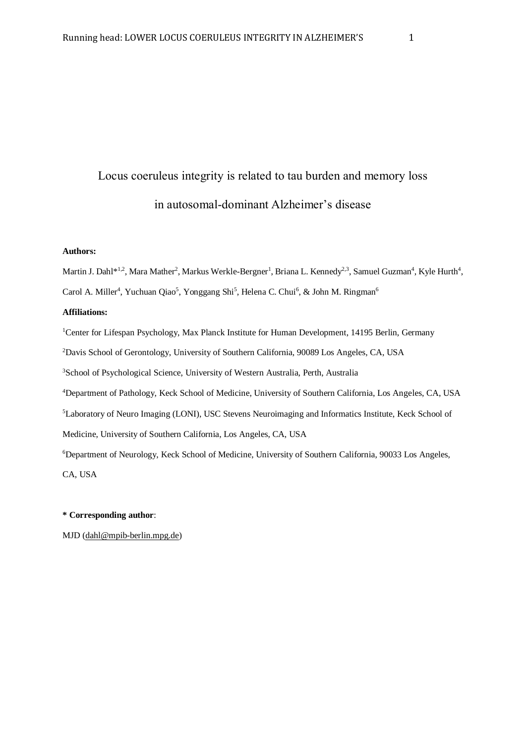# Locus coeruleus integrity is related to tau burden and memory loss in autosomal-dominant Alzheimer's disease

**Authors:**

Martin J. Dahl*[1,2], Mara Mather[2], Markus Werkle-Bergner[1], Briana L. Kennedy[2,3], Samuel Guzman[4], Kyle Hurth[4], Carol A. Miller[4], Yuchuan Qiao[5], Yonggang Shi[5], Helena C. Chui[6], & John M. Ringman[6]

**Affiliations:**

[1]Center for Lifespan Psychology, Max Planck Institute for Human Development, 14195 Berlin, Germany

[2]Davis School of Gerontology, University of Southern California, 90089 Los Angeles, CA, USA

[3]School of Psychological Science, University of Western Australia, Perth, Australia

[4]Department of Pathology, Keck School of Medicine, University of Southern California, Los Angeles, CA, USA

[5]Laboratory of Neuro Imaging (LONI), USC Stevens Neuroimaging and Informatics Institute, Keck School of Medicine, University of Southern California, Los Angeles, CA, USA

[6]Department of Neurology, Keck School of Medicine, University of Southern California, 90033 Los Angeles, CA, USA

**\* Corresponding author**:

MJD (dahl@mpib-berlin.mpg.de)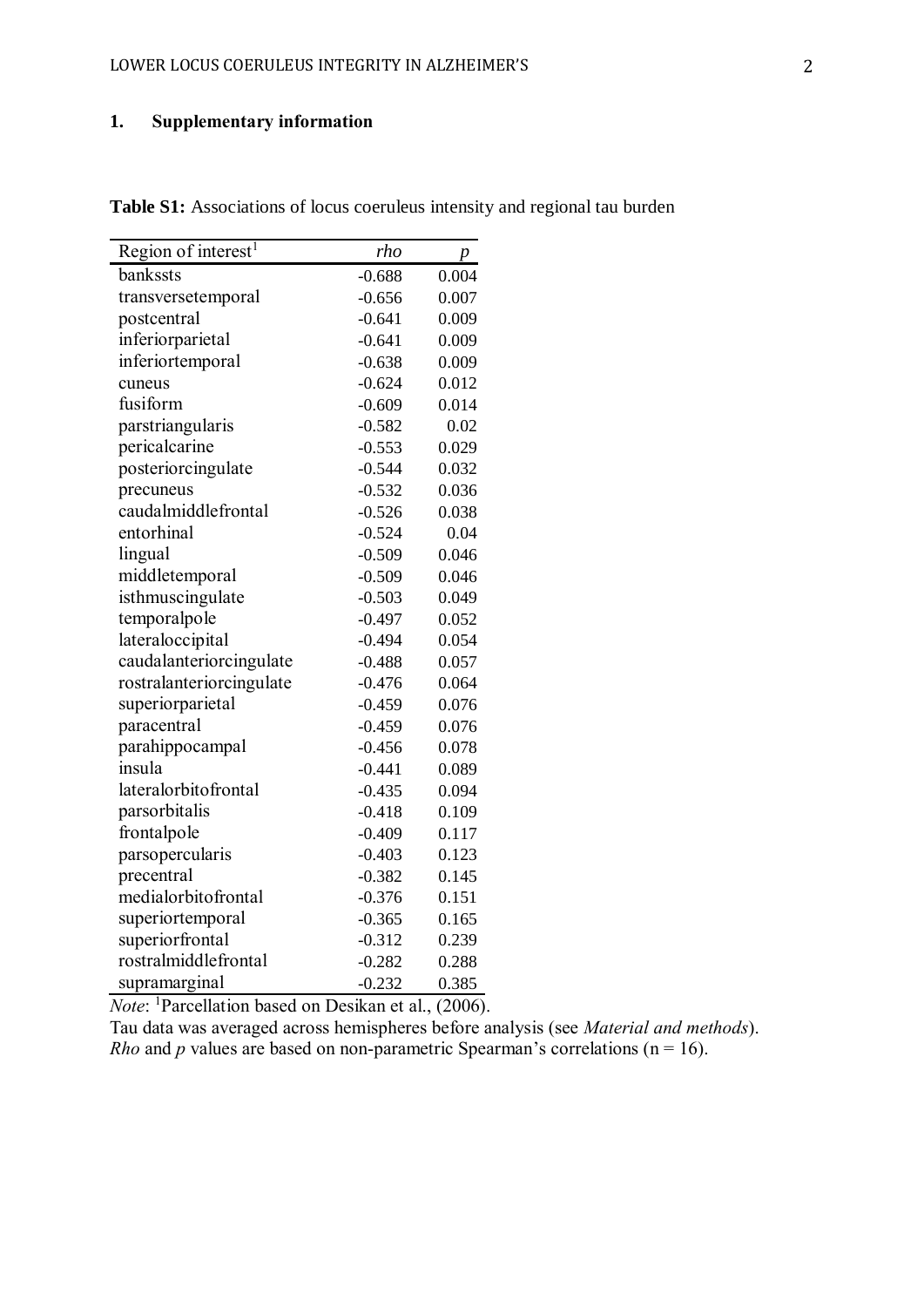# 1. Supplementary information

**Table S1:** Associations of locus coeruleus intensity and regional tau burden

| Region of interest[1] | *rho* | *p* |
|---|---|---|
| bankssts | -0.688 | 0.004 |
| transversetemporal | -0.656 | 0.007 |
| postcentral | -0.641 | 0.009 |
| inferiorparietal | -0.641 | 0.009 |
| inferiortemporal | -0.638 | 0.009 |
| cuneus | -0.624 | 0.012 |
| fusiform | -0.609 | 0.014 |
| parstriangularis | -0.582 | 0.02 |
| pericalcarine | -0.553 | 0.029 |
| posteriorcingulate | -0.544 | 0.032 |
| precuneus | -0.532 | 0.036 |
| caudalmiddlefrontal | -0.526 | 0.038 |
| entorhinal | -0.524 | 0.04 |
| lingual | -0.509 | 0.046 |
| middletemporal | -0.509 | 0.046 |
| isthmuscingulate | -0.503 | 0.049 |
| temporalpole | -0.497 | 0.052 |
| lateraloccipital | -0.494 | 0.054 |
| caudalanteriorcingulate | -0.488 | 0.057 |
| rostralanteriorcingulate | -0.476 | 0.064 |
| superiorparietal | -0.459 | 0.076 |
| paracentral | -0.459 | 0.076 |
| parahippocampal | -0.456 | 0.078 |
| insula | -0.441 | 0.089 |
| lateralorbitofrontal | -0.435 | 0.094 |
| parsorbitalis | -0.418 | 0.109 |
| frontalpole | -0.409 | 0.117 |
| parsopercularis | -0.403 | 0.123 |
| precentral | -0.382 | 0.145 |
| medialorbitofrontal | -0.376 | 0.151 |
| superiortemporal | -0.365 | 0.165 |
| superiorfrontal | -0.312 | 0.239 |
| rostralmiddlefrontal | -0.282 | 0.288 |
| supramarginal | -0.232 | 0.385 |

*Note*: [1]Parcellation based on Desikan et al., (2006).
Tau data was averaged across hemispheres before analysis (see *Material and methods*).
*Rho* and *p* values are based on non-parametric Spearman's correlations (n = 16).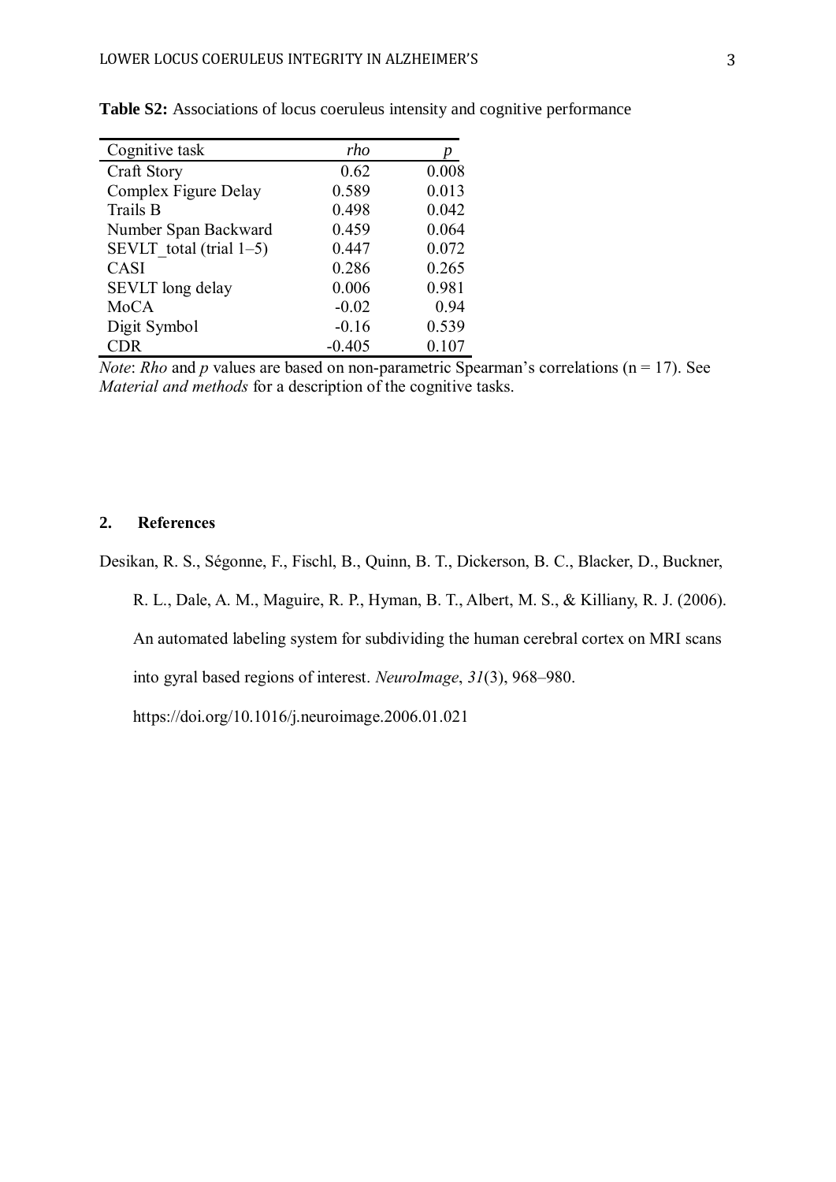**Table S2:** Associations of locus coeruleus intensity and cognitive performance

| Cognitive task | *rho* | *p* |
|---|---|---|
| Craft Story | 0.62 | 0.008 |
| Complex Figure Delay | 0.589 | 0.013 |
| Trails B | 0.498 | 0.042 |
| Number Span Backward | 0.459 | 0.064 |
| SEVLT_total (trial 1–5) | 0.447 | 0.072 |
| CASI | 0.286 | 0.265 |
| SEVLT long delay | 0.006 | 0.981 |
| MoCA | -0.02 | 0.94 |
| Digit Symbol | -0.16 | 0.539 |
| CDR | -0.405 | 0.107 |

*Note*: *Rho* and *p* values are based on non-parametric Spearman's correlations (n = 17). See *Material and methods* for a description of the cognitive tasks.

## 2. References

Desikan, R. S., Ségonne, F., Fischl, B., Quinn, B. T., Dickerson, B. C., Blacker, D., Buckner, R. L., Dale, A. M., Maguire, R. P., Hyman, B. T., Albert, M. S., & Killiany, R. J. (2006). An automated labeling system for subdividing the human cerebral cortex on MRI scans into gyral based regions of interest. *NeuroImage*, *31*(3), 968–980. https://doi.org/10.1016/j.neuroimage.2006.01.021